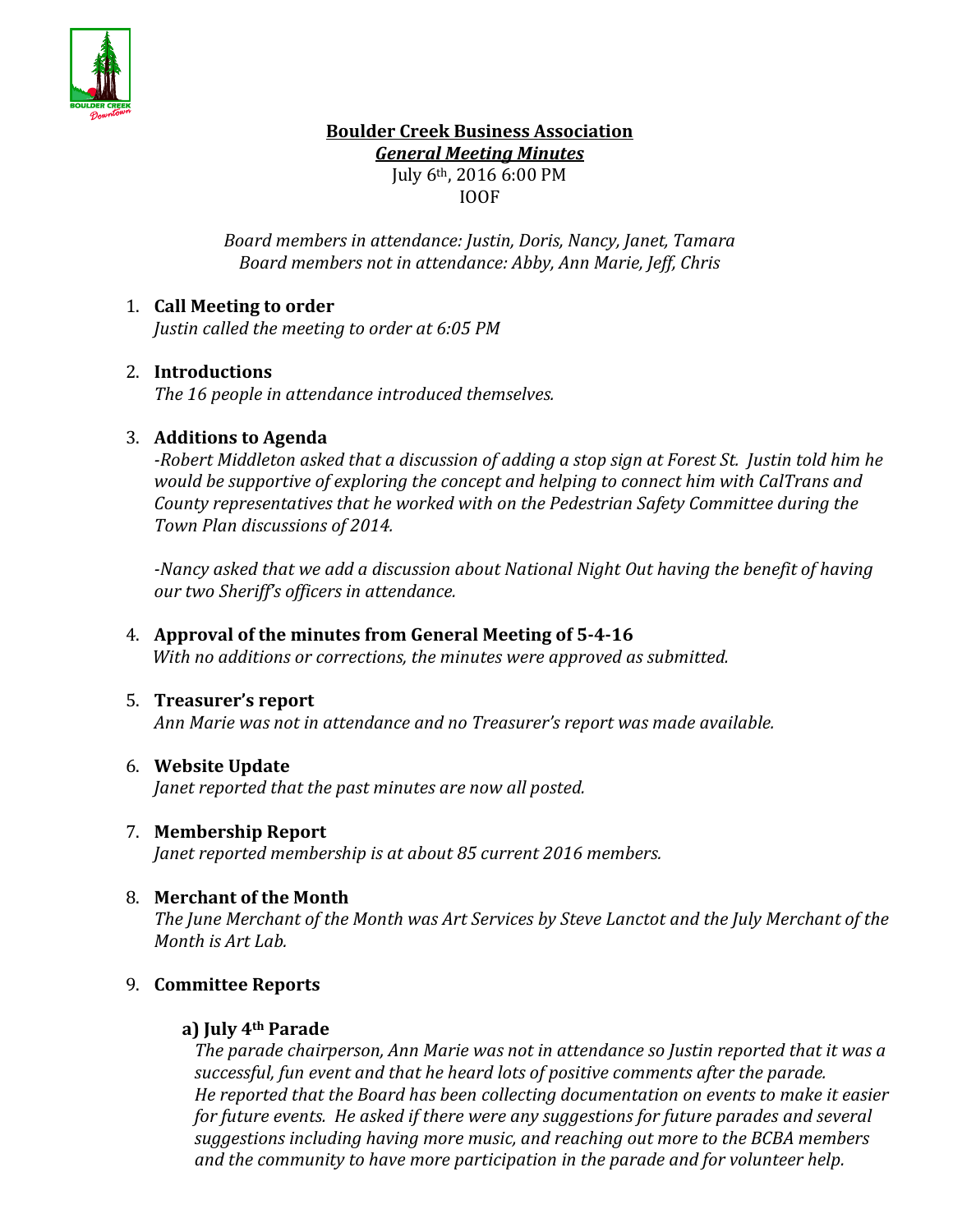# Boulder Creek Business Association

## *General Meeting Minutes*

July 6th, 2016 6:00 PM
IOOF

*Board members in attendance: Justin, Doris, Nancy, Janet, Tamara*
*Board members not in attendance: Abby, Ann Marie, Jeff, Chris*

1. **Call Meeting to order**
   *Justin called the meeting to order at 6:05 PM*

2. **Introductions**
   *The 16 people in attendance introduced themselves.*

3. **Additions to Agenda**
   *-Robert Middleton asked that a discussion of adding a stop sign at Forest St. Justin told him he would be supportive of exploring the concept and helping to connect him with CalTrans and County representatives that he worked with on the Pedestrian Safety Committee during the Town Plan discussions of 2014.*

   *-Nancy asked that we add a discussion about National Night Out having the benefit of having our two Sheriff's officers in attendance.*

4. **Approval of the minutes from General Meeting of 5-4-16**
   *With no additions or corrections, the minutes were approved as submitted.*

5. **Treasurer's report**
   *Ann Marie was not in attendance and no Treasurer's report was made available.*

6. **Website Update**
   *Janet reported that the past minutes are now all posted.*

7. **Membership Report**
   *Janet reported membership is at about 85 current 2016 members.*

8. **Merchant of the Month**
   *The June Merchant of the Month was Art Services by Steve Lanctot and the July Merchant of the Month is Art Lab.*

9. **Committee Reports**

   **a) July 4th Parade**
   *The parade chairperson, Ann Marie was not in attendance so Justin reported that it was a successful, fun event and that he heard lots of positive comments after the parade. He reported that the Board has been collecting documentation on events to make it easier for future events. He asked if there were any suggestions for future parades and several suggestions including having more music, and reaching out more to the BCBA members and the community to have more participation in the parade and for volunteer help.*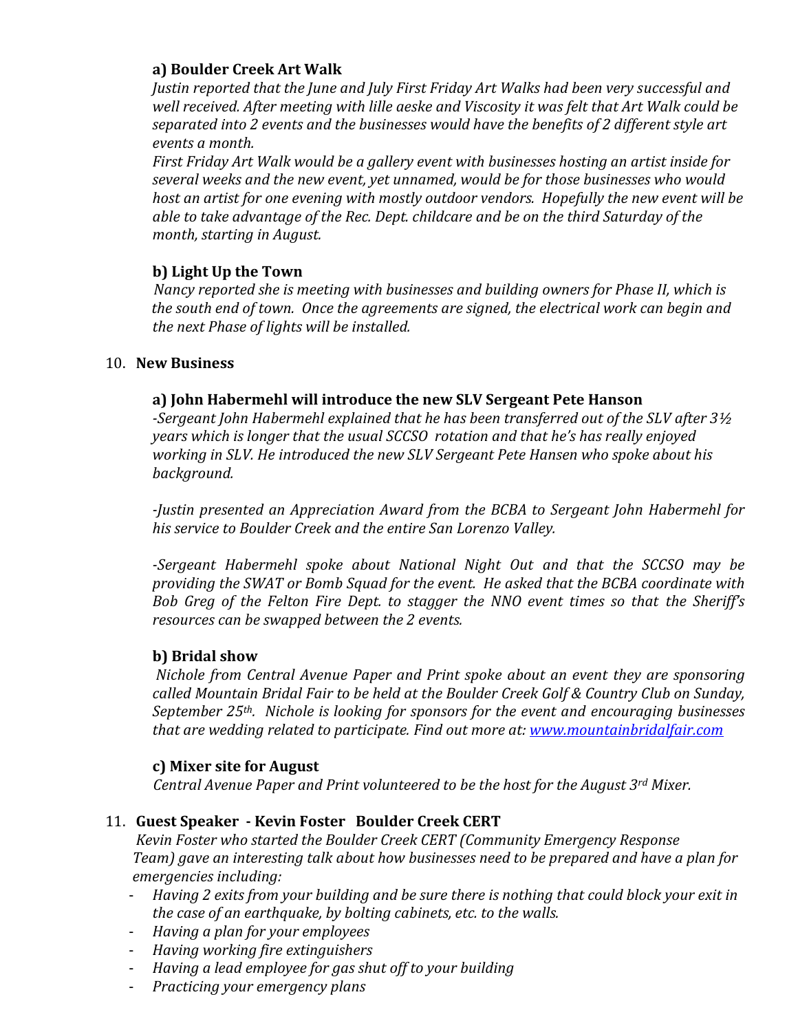**a) Boulder Creek Art Walk**

*Justin reported that the June and July First Friday Art Walks had been very successful and well received. After meeting with lille aeske and Viscosity it was felt that Art Walk could be separated into 2 events and the businesses would have the benefits of 2 different style art events a month.*

*First Friday Art Walk would be a gallery event with businesses hosting an artist inside for several weeks and the new event, yet unnamed, would be for those businesses who would host an artist for one evening with mostly outdoor vendors. Hopefully the new event will be able to take advantage of the Rec. Dept. childcare and be on the third Saturday of the month, starting in August.*

**b) Light Up the Town**

*Nancy reported she is meeting with businesses and building owners for Phase II, which is the south end of town. Once the agreements are signed, the electrical work can begin and the next Phase of lights will be installed.*

10. **New Business**

**a) John Habermehl will introduce the new SLV Sergeant Pete Hanson**

*-Sergeant John Habermehl explained that he has been transferred out of the SLV after 3½ years which is longer that the usual SCCSO rotation and that he's has really enjoyed working in SLV. He introduced the new SLV Sergeant Pete Hansen who spoke about his background.*

*-Justin presented an Appreciation Award from the BCBA to Sergeant John Habermehl for his service to Boulder Creek and the entire San Lorenzo Valley.*

*-Sergeant Habermehl spoke about National Night Out and that the SCCSO may be providing the SWAT or Bomb Squad for the event. He asked that the BCBA coordinate with Bob Greg of the Felton Fire Dept. to stagger the NNO event times so that the Sheriff's resources can be swapped between the 2 events.*

**b) Bridal show**

*Nichole from Central Avenue Paper and Print spoke about an event they are sponsoring called Mountain Bridal Fair to be held at the Boulder Creek Golf & Country Club on Sunday, September 25th. Nichole is looking for sponsors for the event and encouraging businesses that are wedding related to participate. Find out more at: [www.mountainbridalfair.com](http://www.mountainbridalfair.com)*

**c) Mixer site for August**

*Central Avenue Paper and Print volunteered to be the host for the August 3rd Mixer.*

11. **Guest Speaker - Kevin Foster Boulder Creek CERT**

*Kevin Foster who started the Boulder Creek CERT (Community Emergency Response Team) gave an interesting talk about how businesses need to be prepared and have a plan for emergencies including:*

- *Having 2 exits from your building and be sure there is nothing that could block your exit in the case of an earthquake, by bolting cabinets, etc. to the walls.*
- *Having a plan for your employees*
- *Having working fire extinguishers*
- *Having a lead employee for gas shut off to your building*
- *Practicing your emergency plans*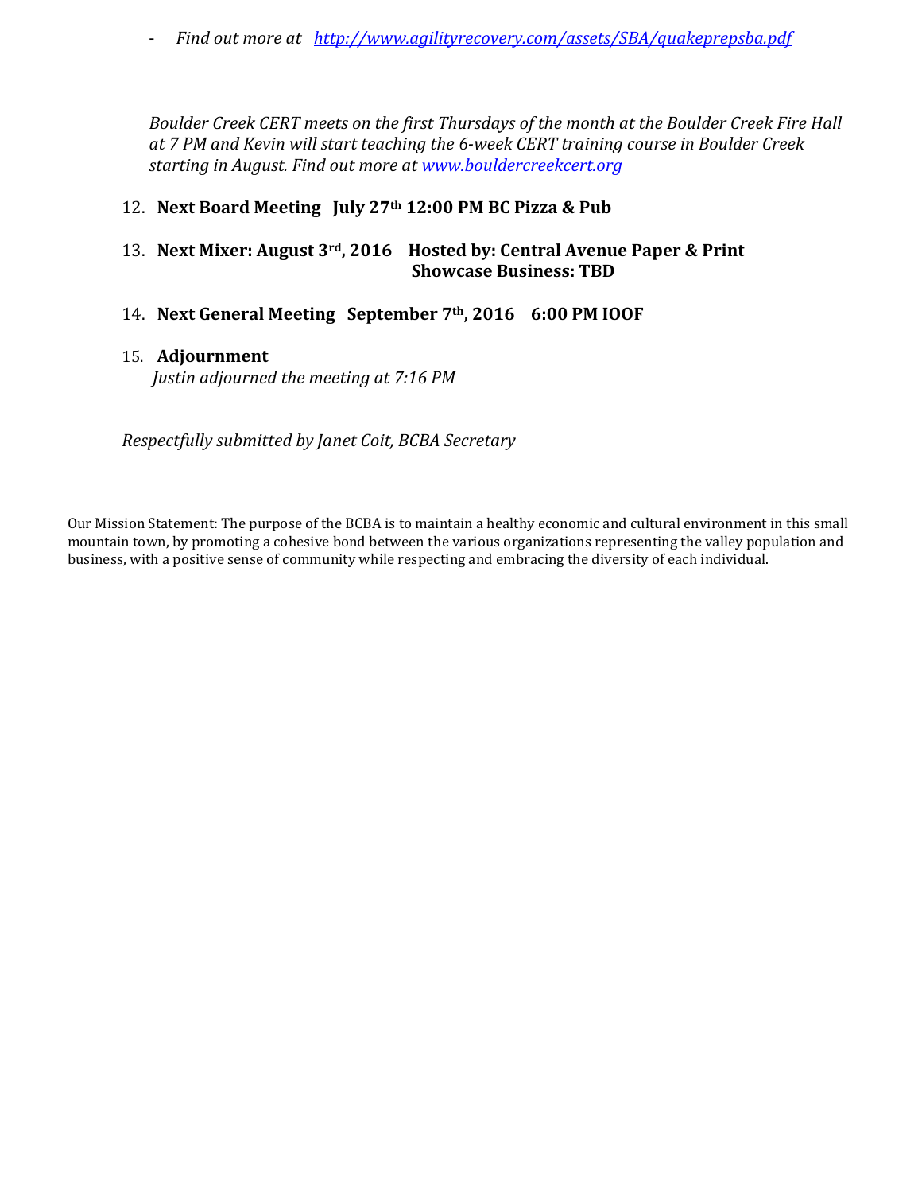- *Find out more at [http://www.agilityrecovery.com/assets/SBA/quakeprepsba.pdf](http://www.agilityrecovery.com/assets/SBA/quakeprepsba.pdf)*

*Boulder Creek CERT meets on the first Thursdays of the month at the Boulder Creek Fire Hall at 7 PM and Kevin will start teaching the 6-week CERT training course in Boulder Creek starting in August. Find out more at [www.bouldercreekcert.org](http://www.bouldercreekcert.org)*

12. **Next Board Meeting July 27th 12:00 PM BC Pizza & Pub**

13. **Next Mixer: August 3rd, 2016 Hosted by: Central Avenue Paper & Print**
    **Showcase Business: TBD**

14. **Next General Meeting September 7th, 2016 6:00 PM IOOF**

15. **Adjournment**
    *Justin adjourned the meeting at 7:16 PM*

*Respectfully submitted by Janet Coit, BCBA Secretary*

Our Mission Statement: The purpose of the BCBA is to maintain a healthy economic and cultural environment in this small mountain town, by promoting a cohesive bond between the various organizations representing the valley population and business, with a positive sense of community while respecting and embracing the diversity of each individual.